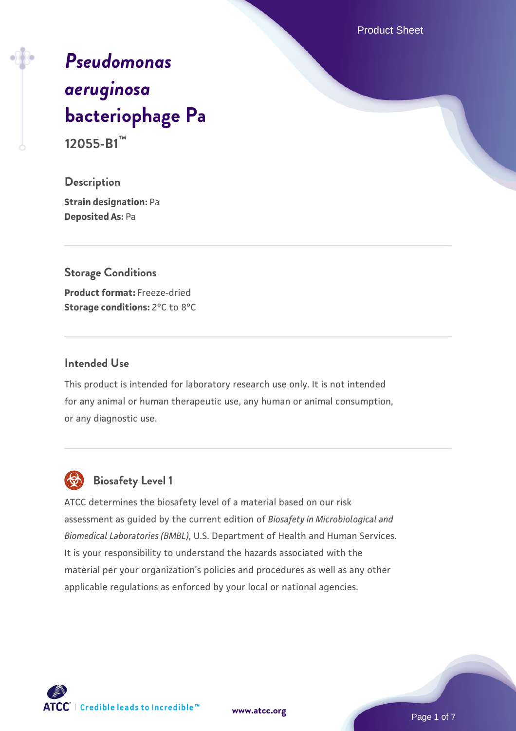# *Pseudomonas aeruginosa* bacteriophage Pa

**12055-B1™**

## Description

**Strain designation:** Pa
**Deposited As:** Pa

## Storage Conditions

**Product format:** Freeze-dried
**Storage conditions:** 2°C to 8°C

## Intended Use

This product is intended for laboratory research use only. It is not intended for any animal or human therapeutic use, any human or animal consumption, or any diagnostic use.

## Biosafety Level 1

ATCC determines the biosafety level of a material based on our risk assessment as guided by the current edition of *Biosafety in Microbiological and Biomedical Laboratories (BMBL)*, U.S. Department of Health and Human Services. It is your responsibility to understand the hazards associated with the material per your organization's policies and procedures as well as any other applicable regulations as enforced by your local or national agencies.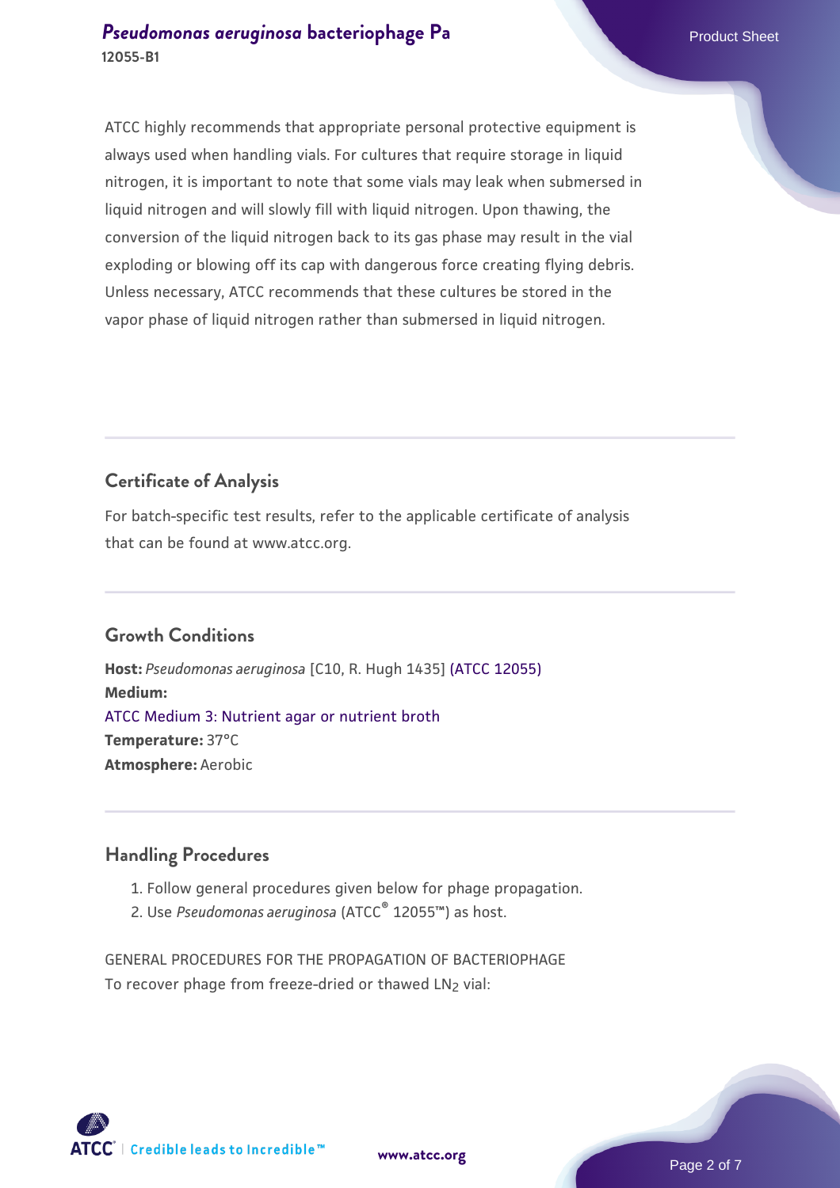ATCC highly recommends that appropriate personal protective equipment is always used when handling vials. For cultures that require storage in liquid nitrogen, it is important to note that some vials may leak when submersed in liquid nitrogen and will slowly fill with liquid nitrogen. Upon thawing, the conversion of the liquid nitrogen back to its gas phase may result in the vial exploding or blowing off its cap with dangerous force creating flying debris. Unless necessary, ATCC recommends that these cultures be stored in the vapor phase of liquid nitrogen rather than submersed in liquid nitrogen.

## Certificate of Analysis

For batch-specific test results, refer to the applicable certificate of analysis that can be found at www.atcc.org.

## Growth Conditions

**Host:** *Pseudomonas aeruginosa* [C10, R. Hugh 1435] (ATCC 12055)
**Medium:**
ATCC Medium 3: Nutrient agar or nutrient broth
**Temperature:** 37°C
**Atmosphere:** Aerobic

## Handling Procedures

1. Follow general procedures given below for phage propagation.
2. Use *Pseudomonas aeruginosa* (ATCC® 12055™) as host.

GENERAL PROCEDURES FOR THE PROPAGATION OF BACTERIOPHAGE
To recover phage from freeze-dried or thawed $LN_2$ vial: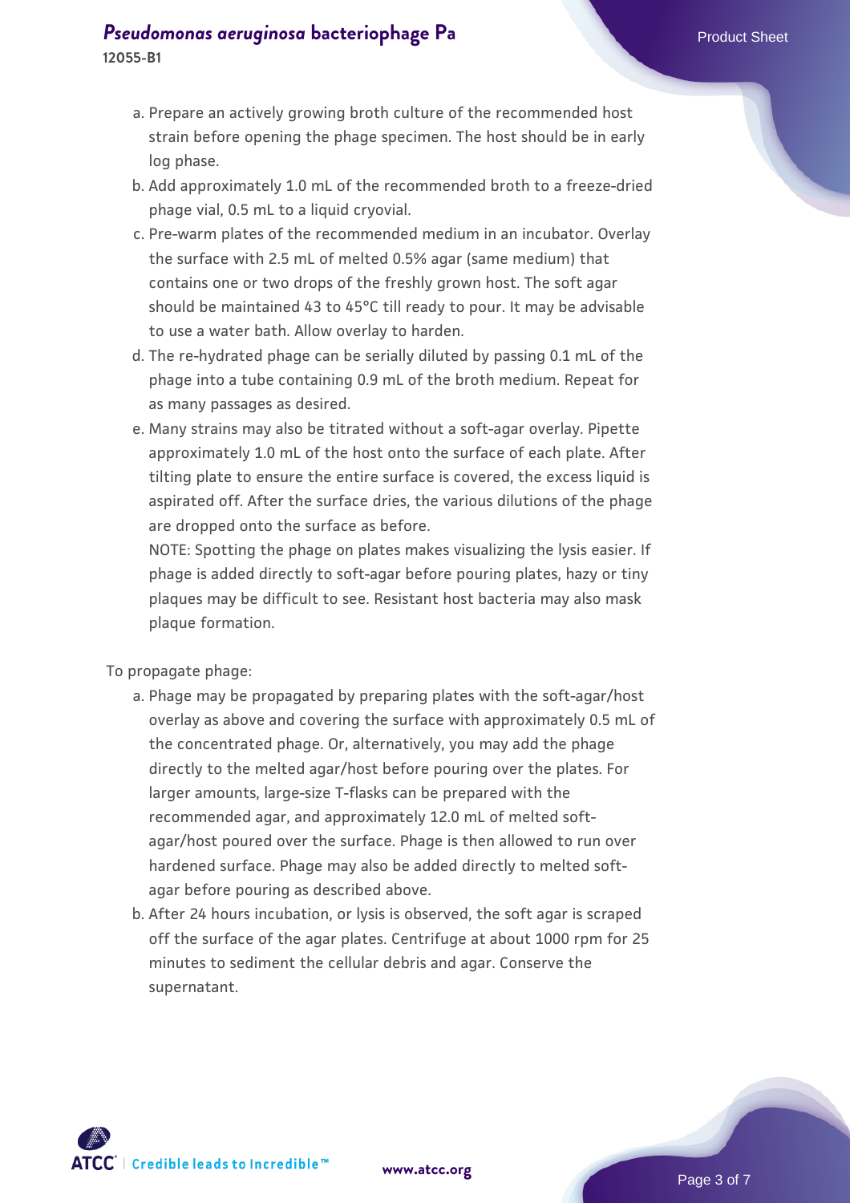a. Prepare an actively growing broth culture of the recommended host strain before opening the phage specimen. The host should be in early log phase.
b. Add approximately 1.0 mL of the recommended broth to a freeze-dried phage vial, 0.5 mL to a liquid cryovial.
c. Pre-warm plates of the recommended medium in an incubator. Overlay the surface with 2.5 mL of melted 0.5% agar (same medium) that contains one or two drops of the freshly grown host. The soft agar should be maintained 43 to 45°C till ready to pour. It may be advisable to use a water bath. Allow overlay to harden.
d. The re-hydrated phage can be serially diluted by passing 0.1 mL of the phage into a tube containing 0.9 mL of the broth medium. Repeat for as many passages as desired.
e. Many strains may also be titrated without a soft-agar overlay. Pipette approximately 1.0 mL of the host onto the surface of each plate. After tilting plate to ensure the entire surface is covered, the excess liquid is aspirated off. After the surface dries, the various dilutions of the phage are dropped onto the surface as before.
   NOTE: Spotting the phage on plates makes visualizing the lysis easier. If phage is added directly to soft-agar before pouring plates, hazy or tiny plaques may be difficult to see. Resistant host bacteria may also mask plaque formation.

To propagate phage:

a. Phage may be propagated by preparing plates with the soft-agar/host overlay as above and covering the surface with approximately 0.5 mL of the concentrated phage. Or, alternatively, you may add the phage directly to the melted agar/host before pouring over the plates. For larger amounts, large-size T-flasks can be prepared with the recommended agar, and approximately 12.0 mL of melted soft-agar/host poured over the surface. Phage is then allowed to run over hardened surface. Phage may also be added directly to melted soft-agar before pouring as described above.
b. After 24 hours incubation, or lysis is observed, the soft agar is scraped off the surface of the agar plates. Centrifuge at about 1000 rpm for 25 minutes to sediment the cellular debris and agar. Conserve the supernatant.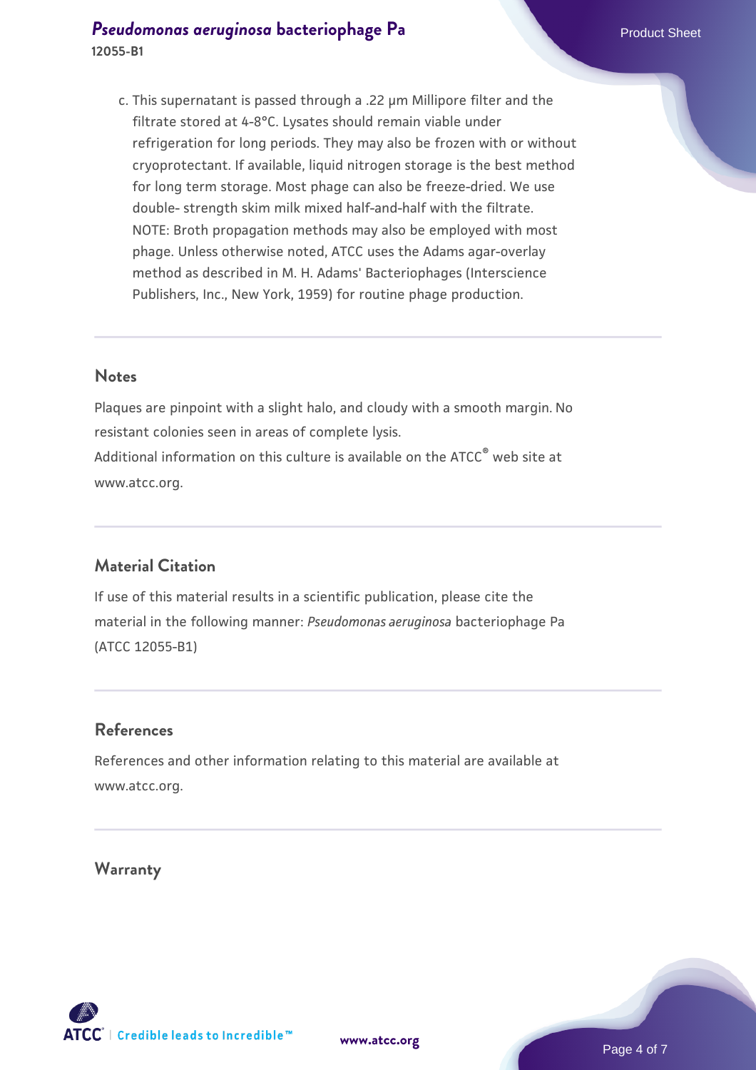c. This supernatant is passed through a .22 µm Millipore filter and the filtrate stored at 4-8°C. Lysates should remain viable under refrigeration for long periods. They may also be frozen with or without cryoprotectant. If available, liquid nitrogen storage is the best method for long term storage. Most phage can also be freeze-dried. We use double- strength skim milk mixed half-and-half with the filtrate. NOTE: Broth propagation methods may also be employed with most phage. Unless otherwise noted, ATCC uses the Adams agar-overlay method as described in M. H. Adams' Bacteriophages (Interscience Publishers, Inc., New York, 1959) for routine phage production.

## Notes

Plaques are pinpoint with a slight halo, and cloudy with a smooth margin. No resistant colonies seen in areas of complete lysis.
Additional information on this culture is available on the ATCC® web site at www.atcc.org.

## Material Citation

If use of this material results in a scientific publication, please cite the material in the following manner: *Pseudomonas aeruginosa* bacteriophage Pa (ATCC 12055-B1)

## References

References and other information relating to this material are available at www.atcc.org.

## Warranty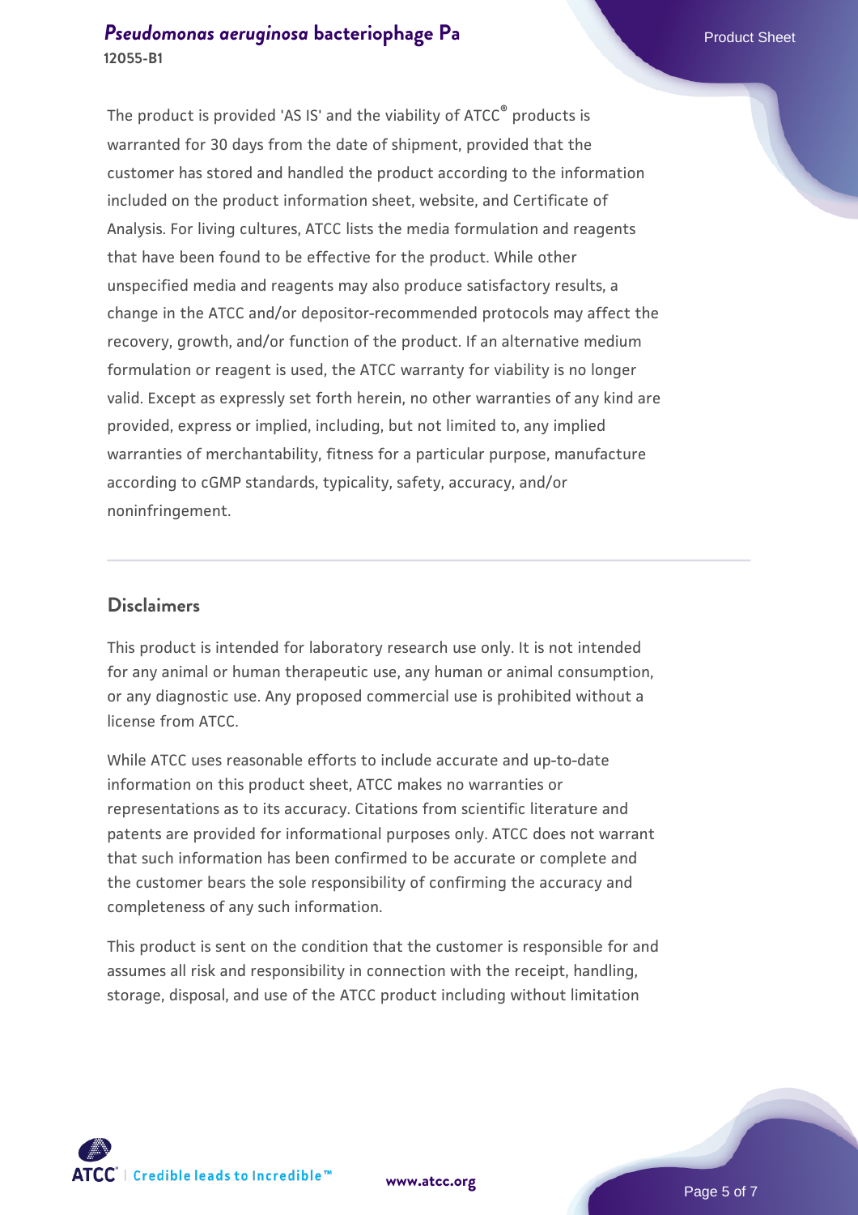The product is provided 'AS IS' and the viability of ATCC® products is warranted for 30 days from the date of shipment, provided that the customer has stored and handled the product according to the information included on the product information sheet, website, and Certificate of Analysis. For living cultures, ATCC lists the media formulation and reagents that have been found to be effective for the product. While other unspecified media and reagents may also produce satisfactory results, a change in the ATCC and/or depositor-recommended protocols may affect the recovery, growth, and/or function of the product. If an alternative medium formulation or reagent is used, the ATCC warranty for viability is no longer valid. Except as expressly set forth herein, no other warranties of any kind are provided, express or implied, including, but not limited to, any implied warranties of merchantability, fitness for a particular purpose, manufacture according to cGMP standards, typicality, safety, accuracy, and/or noninfringement.

## Disclaimers

This product is intended for laboratory research use only. It is not intended for any animal or human therapeutic use, any human or animal consumption, or any diagnostic use. Any proposed commercial use is prohibited without a license from ATCC.

While ATCC uses reasonable efforts to include accurate and up-to-date information on this product sheet, ATCC makes no warranties or representations as to its accuracy. Citations from scientific literature and patents are provided for informational purposes only. ATCC does not warrant that such information has been confirmed to be accurate or complete and the customer bears the sole responsibility of confirming the accuracy and completeness of any such information.

This product is sent on the condition that the customer is responsible for and assumes all risk and responsibility in connection with the receipt, handling, storage, disposal, and use of the ATCC product including without limitation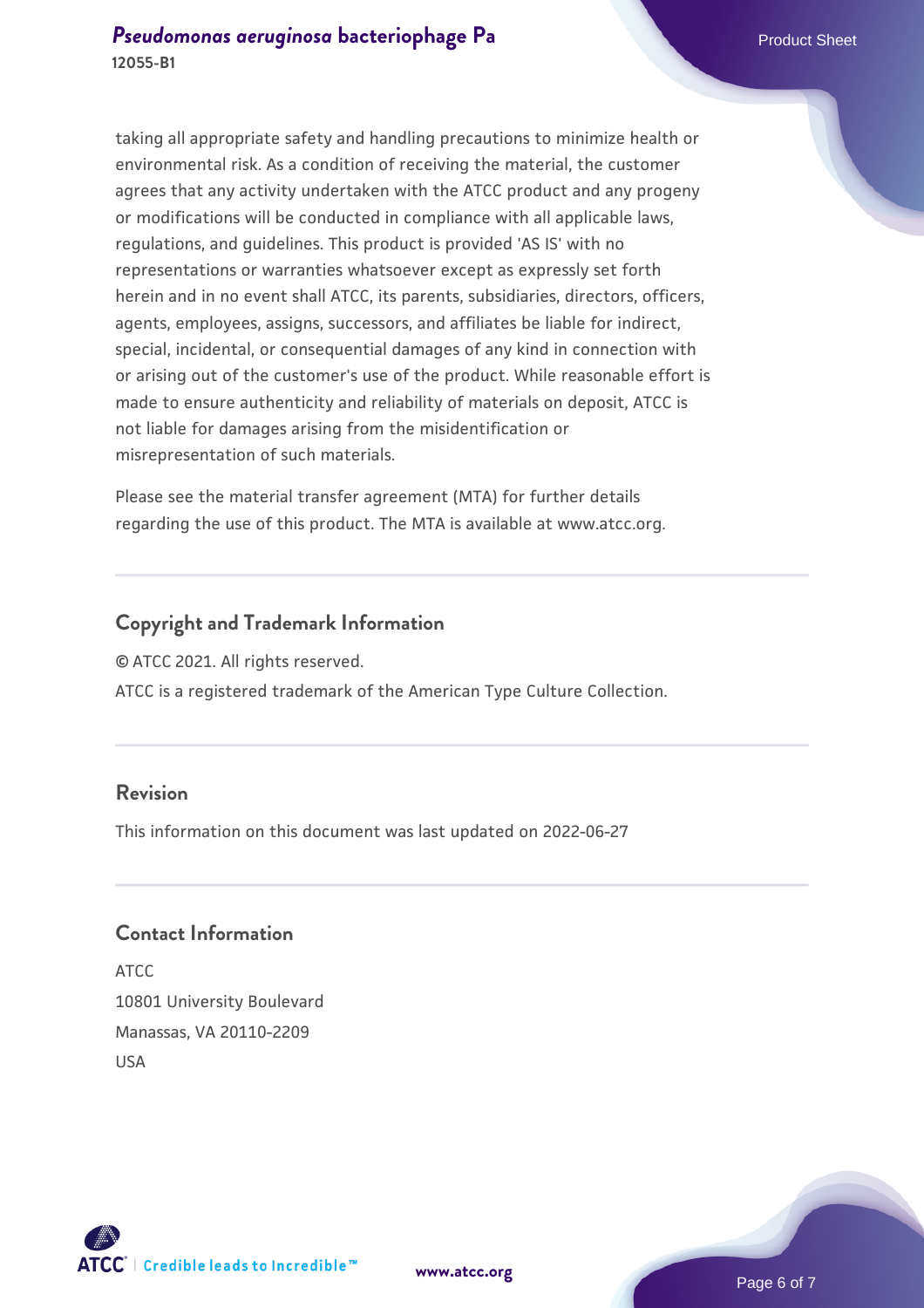taking all appropriate safety and handling precautions to minimize health or environmental risk. As a condition of receiving the material, the customer agrees that any activity undertaken with the ATCC product and any progeny or modifications will be conducted in compliance with all applicable laws, regulations, and guidelines. This product is provided 'AS IS' with no representations or warranties whatsoever except as expressly set forth herein and in no event shall ATCC, its parents, subsidiaries, directors, officers, agents, employees, assigns, successors, and affiliates be liable for indirect, special, incidental, or consequential damages of any kind in connection with or arising out of the customer's use of the product. While reasonable effort is made to ensure authenticity and reliability of materials on deposit, ATCC is not liable for damages arising from the misidentification or misrepresentation of such materials.

Please see the material transfer agreement (MTA) for further details regarding the use of this product. The MTA is available at www.atcc.org.

## Copyright and Trademark Information

© ATCC 2021. All rights reserved.

ATCC is a registered trademark of the American Type Culture Collection.

## Revision

This information on this document was last updated on 2022-06-27

## Contact Information

ATCC
10801 University Boulevard
Manassas, VA 20110-2209
USA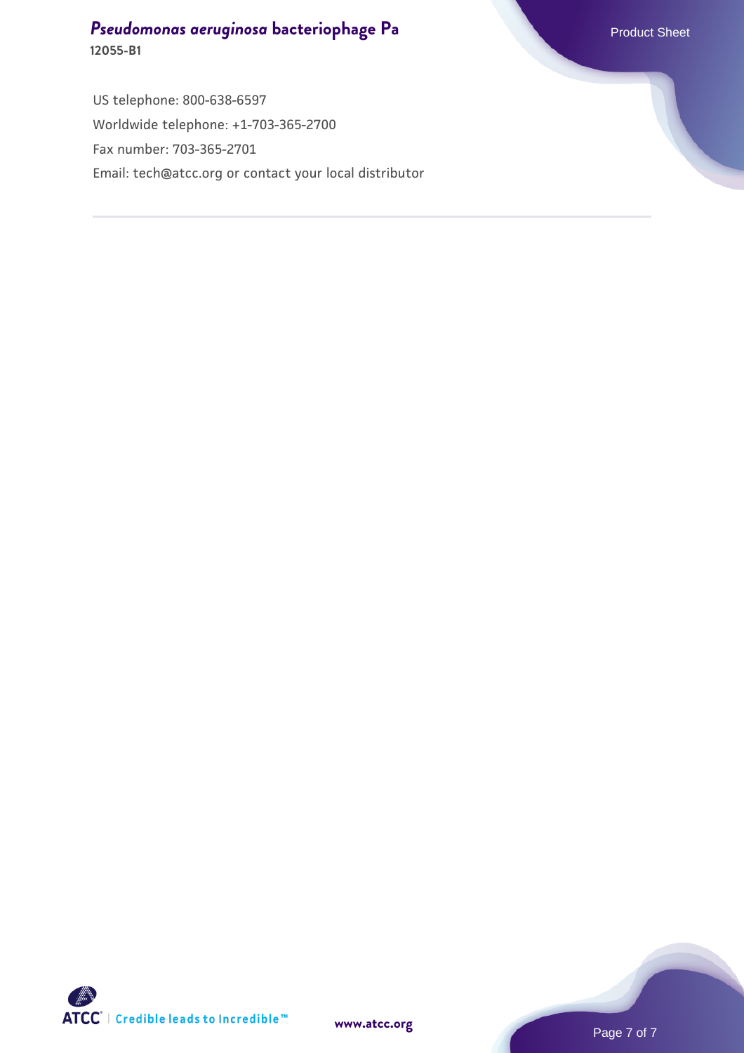US telephone: 800-638-6597

Worldwide telephone: +1-703-365-2700

Fax number: 703-365-2701

Email: tech@atcc.org or contact your local distributor